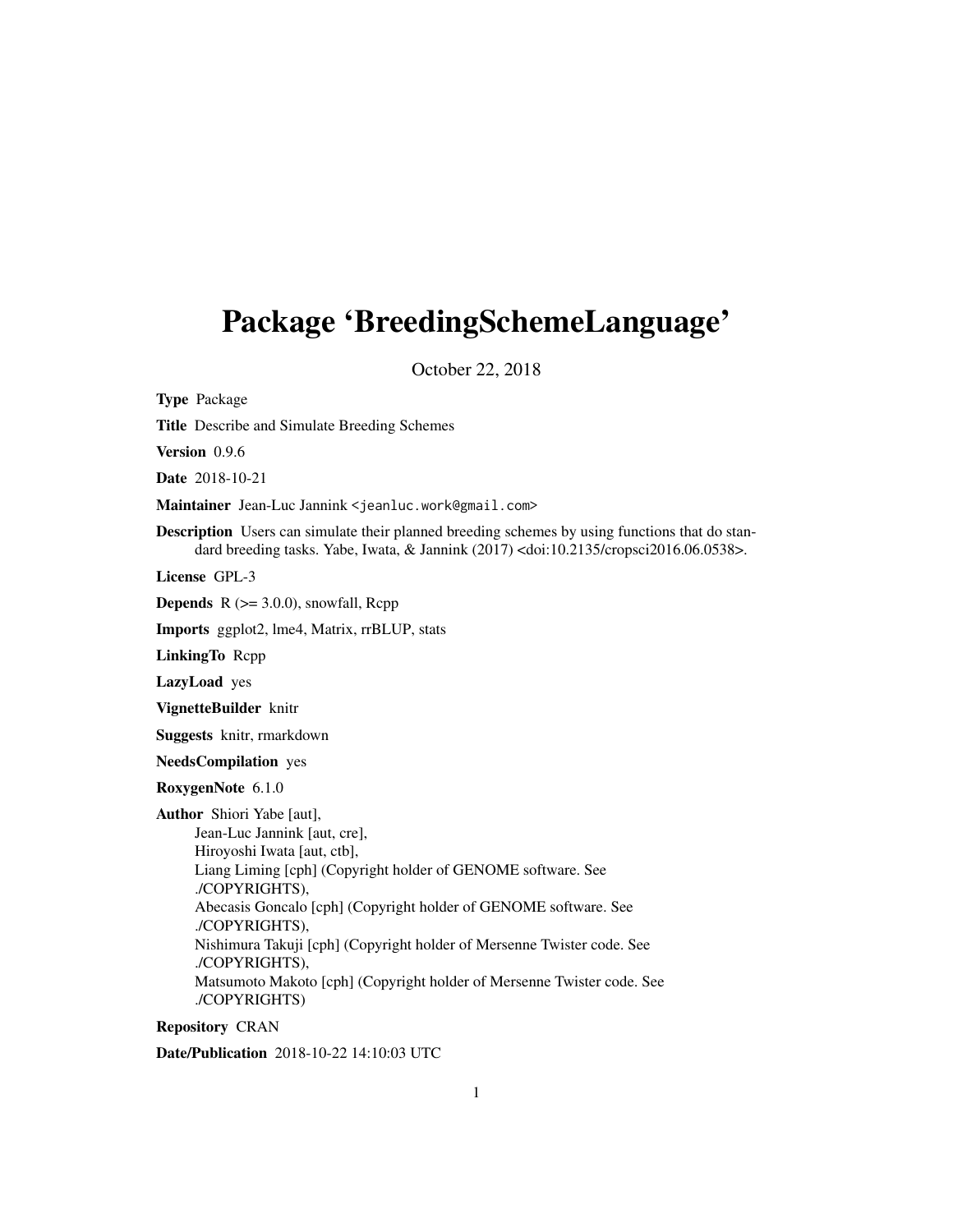# Package 'BreedingSchemeLanguage'

October 22, 2018

**Type** Package

**Title** Describe and Simulate Breeding Schemes

**Version** 0.9.6

**Date** 2018-10-21

**Maintainer** Jean-Luc Jannink <jeanluc.work@gmail.com>

**Description** Users can simulate their planned breeding schemes by using functions that do standard breeding tasks. Yabe, Iwata, & Jannink (2017) <doi:10.2135/cropsci2016.06.0538>.

**License** GPL-3

**Depends** R (>= 3.0.0), snowfall, Rcpp

**Imports** ggplot2, lme4, Matrix, rrBLUP, stats

**LinkingTo** Rcpp

**LazyLoad** yes

**VignetteBuilder** knitr

**Suggests** knitr, rmarkdown

**NeedsCompilation** yes

**RoxygenNote** 6.1.0

**Author** Shiori Yabe [aut],
Jean-Luc Jannink [aut, cre],
Hiroyoshi Iwata [aut, ctb],
Liang Liming [cph] (Copyright holder of GENOME software. See ./COPYRIGHTS),
Abecasis Goncalo [cph] (Copyright holder of GENOME software. See ./COPYRIGHTS),
Nishimura Takuji [cph] (Copyright holder of Mersenne Twister code. See ./COPYRIGHTS),
Matsumoto Makoto [cph] (Copyright holder of Mersenne Twister code. See ./COPYRIGHTS)

**Repository** CRAN

**Date/Publication** 2018-10-22 14:10:03 UTC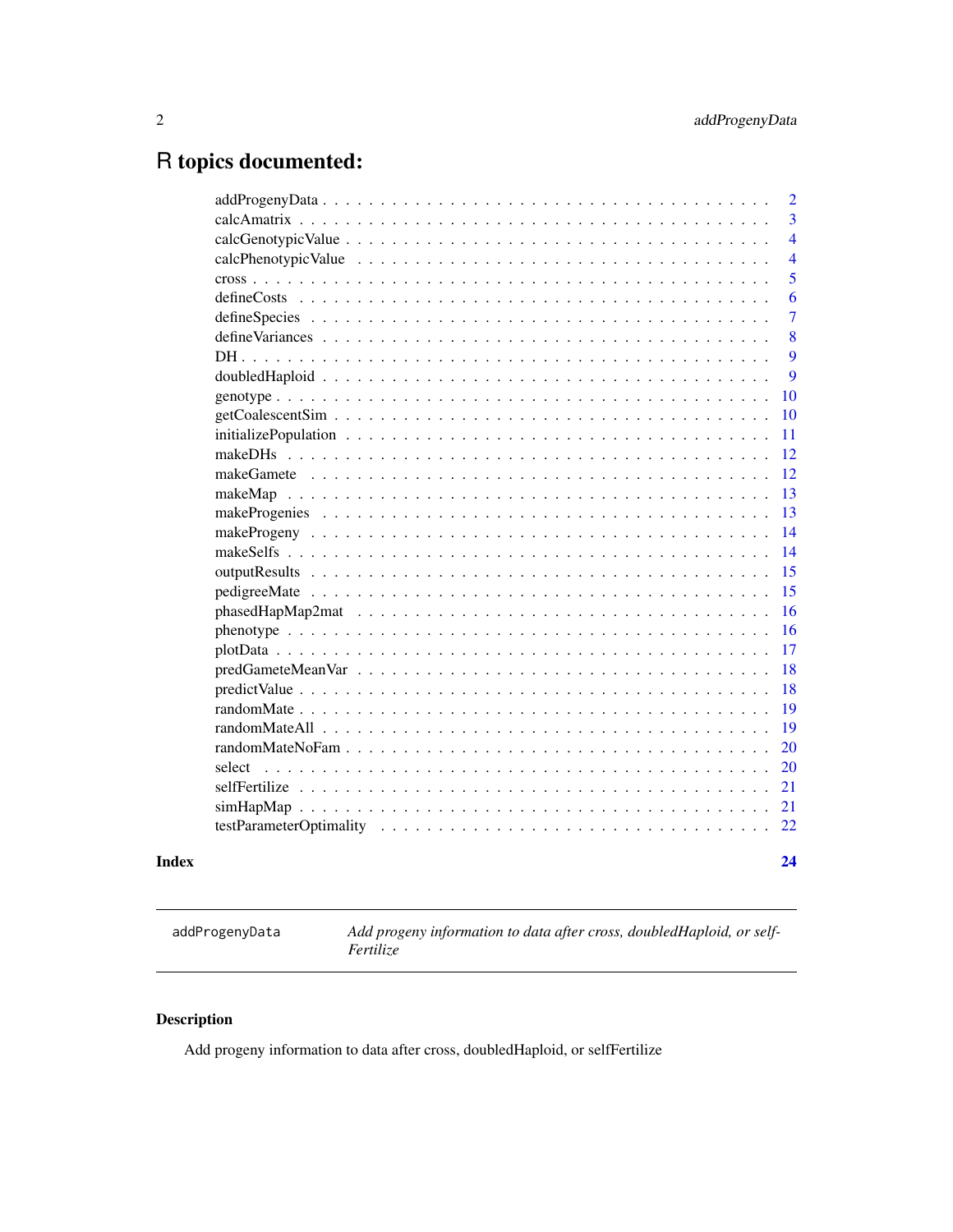# R topics documented:

| | |
|---|---|
| addProgenyData | 2 |
| calcAmatrix | 3 |
| calcGenotypicValue | 4 |
| calcPhenotypicValue | 4 |
| cross | 5 |
| defineCosts | 6 |
| defineSpecies | 7 |
| defineVariances | 8 |
| DH | 9 |
| doubledHaploid | 9 |
| genotype | 10 |
| getCoalescentSim | 10 |
| initializePopulation | 11 |
| makeDHs | 12 |
| makeGamete | 12 |
| makeMap | 13 |
| makeProgenies | 13 |
| makeProgeny | 14 |
| makeSelfs | 14 |
| outputResults | 15 |
| pedigreeMate | 15 |
| phasedHapMap2mat | 16 |
| phenotype | 16 |
| plotData | 17 |
| predGameteMeanVar | 18 |
| predictValue | 18 |
| randomMate | 19 |
| randomMateAll | 19 |
| randomMateNoFam | 20 |
| select | 20 |
| selfFertilize | 21 |
| simHapMap | 21 |
| testParameterOptimality | 22 |

**Index** **24**

---

`addProgenyData` *Add progeny information to data after cross, doubledHaploid, or selfFertilize*

---

## Description

Add progeny information to data after cross, doubledHaploid, or selfFertilize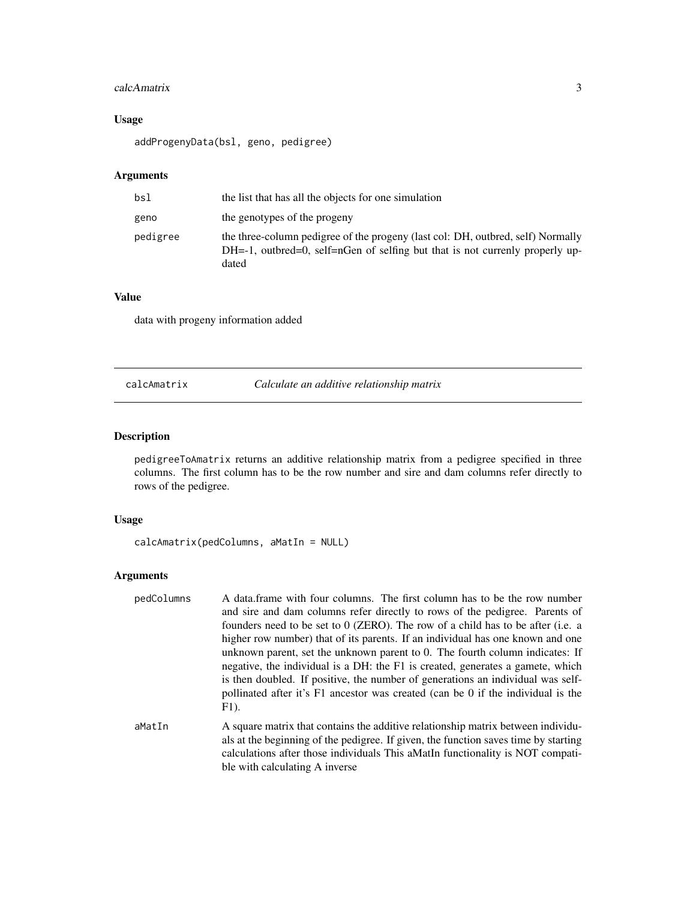## Usage

```
addProgenyData(bsl, geno, pedigree)
```

## Arguments

| | |
|---|---|
| bsl | the list that has all the objects for one simulation |
| geno | the genotypes of the progeny |
| pedigree | the three-column pedigree of the progeny (last col: DH, outbred, self) Normally DH=-1, outbred=0, self=nGen of selfing but that is not currenly properly updated |

## Value

data with progeny information added

---

# calcAmatrix *Calculate an additive relationship matrix*

---

## Description

pedigreeToAmatrix returns an additive relationship matrix from a pedigree specified in three columns. The first column has to be the row number and sire and dam columns refer directly to rows of the pedigree.

## Usage

```
calcAmatrix(pedColumns, aMatIn = NULL)
```

## Arguments

| | |
|---|---|
| pedColumns | A data.frame with four columns. The first column has to be the row number and sire and dam columns refer directly to rows of the pedigree. Parents of founders need to be set to 0 (ZERO). The row of a child has to be after (i.e. a higher row number) that of its parents. If an individual has one known and one unknown parent, set the unknown parent to 0. The fourth column indicates: If negative, the individual is a DH: the F1 is created, generates a gamete, which is then doubled. If positive, the number of generations an individual was self-pollinated after it's F1 ancestor was created (can be 0 if the individual is the F1). |
| aMatIn | A square matrix that contains the additive relationship matrix between individuals at the beginning of the pedigree. If given, the function saves time by starting calculations after those individuals This aMatIn functionality is NOT compatible with calculating A inverse |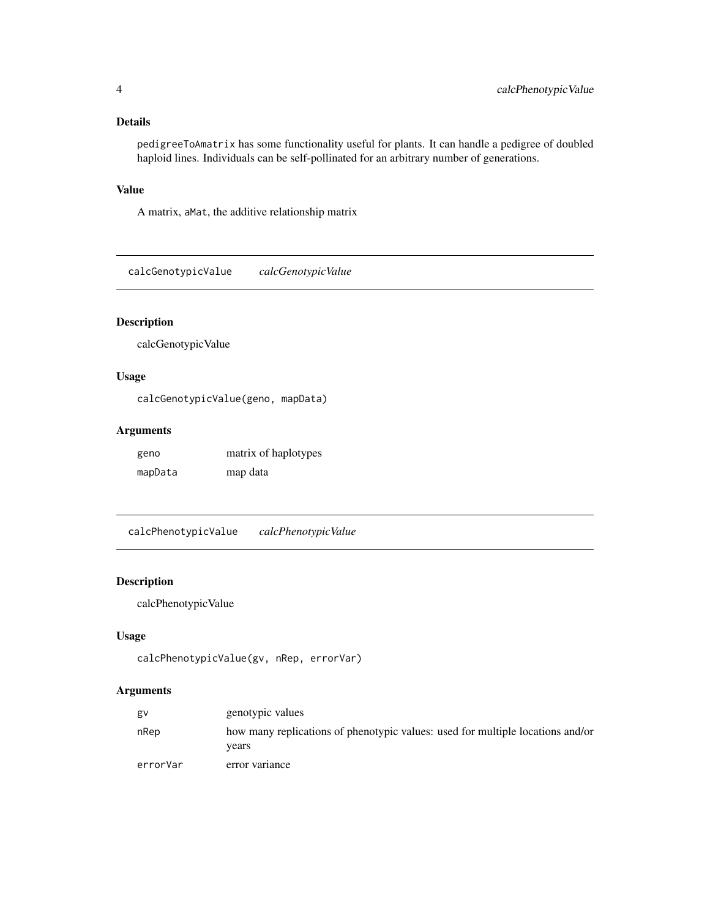### Details

`pedigreeToAmatrix` has some functionality useful for plants. It can handle a pedigree of doubled haploid lines. Individuals can be self-pollinated for an arbitrary number of generations.

### Value

A matrix, `aMat`, the additive relationship matrix

## calcGenotypicValue *calcGenotypicValue*

### Description

calcGenotypicValue

### Usage

```
calcGenotypicValue(geno, mapData)
```

### Arguments

| | |
|---|---|
| `geno` | matrix of haplotypes |
| `mapData` | map data |

## calcPhenotypicValue *calcPhenotypicValue*

### Description

calcPhenotypicValue

### Usage

```
calcPhenotypicValue(gv, nRep, errorVar)
```

### Arguments

| | |
|---|---|
| `gv` | genotypic values |
| `nRep` | how many replications of phenotypic values: used for multiple locations and/or years |
| `errorVar` | error variance |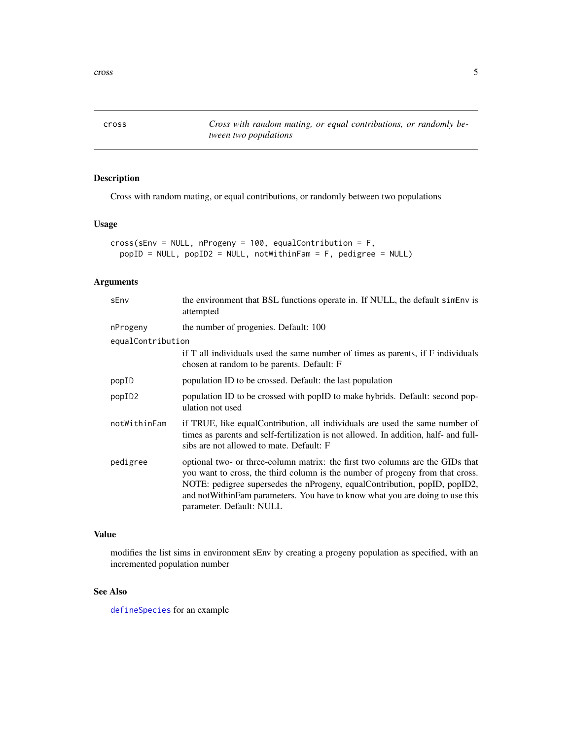## cross — *Cross with random mating, or equal contributions, or randomly between two populations*

### Description

Cross with random mating, or equal contributions, or randomly between two populations

### Usage

```
cross(sEnv = NULL, nProgeny = 100, equalContribution = F,
  popID = NULL, popID2 = NULL, notWithinFam = F, pedigree = NULL)
```

### Arguments

| Argument | Description |
|---|---|
| `sEnv` | the environment that BSL functions operate in. If NULL, the default `simEnv` is attempted |
| `nProgeny` | the number of progenies. Default: 100 |
| `equalContribution` | if T all individuals used the same number of times as parents, if F individuals chosen at random to be parents. Default: F |
| `popID` | population ID to be crossed. Default: the last population |
| `popID2` | population ID to be crossed with popID to make hybrids. Default: second population not used |
| `notWithinFam` | if TRUE, like equalContribution, all individuals are used the same number of times as parents and self-fertilization is not allowed. In addition, half- and full-sibs are not allowed to mate. Default: F |
| `pedigree` | optional two- or three-column matrix: the first two columns are the GIDs that you want to cross, the third column is the number of progeny from that cross. NOTE: pedigree supersedes the nProgeny, equalContribution, popID, popID2, and notWithinFam parameters. You have to know what you are doing to use this parameter. Default: NULL |

### Value

modifies the list sims in environment sEnv by creating a progeny population as specified, with an incremented population number

### See Also

`defineSpecies` for an example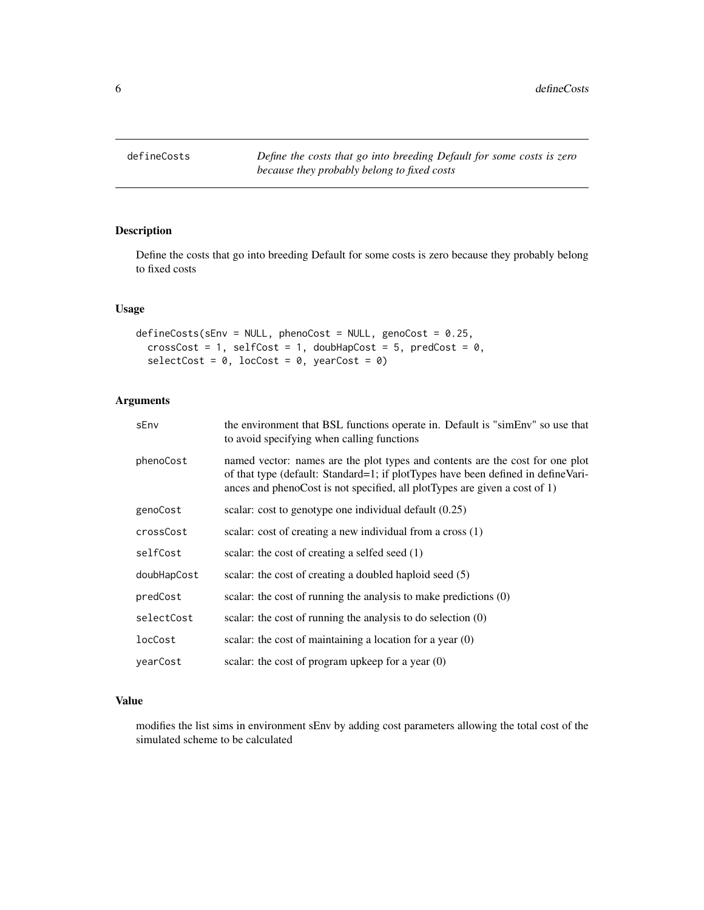| defineCosts | *Define the costs that go into breeding Default for some costs is zero because they probably belong to fixed costs* |
|---|---|

## Description

Define the costs that go into breeding Default for some costs is zero because they probably belong to fixed costs

## Usage

```
defineCosts(sEnv = NULL, phenoCost = NULL, genoCost = 0.25,
  crossCost = 1, selfCost = 1, doubHapCost = 5, predCost = 0,
  selectCost = 0, locCost = 0, yearCost = 0)
```

## Arguments

| | |
|---|---|
| sEnv | the environment that BSL functions operate in. Default is "simEnv" so use that to avoid specifying when calling functions |
| phenoCost | named vector: names are the plot types and contents are the cost for one plot of that type (default: Standard=1; if plotTypes have been defined in defineVariances and phenoCost is not specified, all plotTypes are given a cost of 1) |
| genoCost | scalar: cost to genotype one individual default (0.25) |
| crossCost | scalar: cost of creating a new individual from a cross (1) |
| selfCost | scalar: the cost of creating a selfed seed (1) |
| doubHapCost | scalar: the cost of creating a doubled haploid seed (5) |
| predCost | scalar: the cost of running the analysis to make predictions (0) |
| selectCost | scalar: the cost of running the analysis to do selection (0) |
| locCost | scalar: the cost of maintaining a location for a year (0) |
| yearCost | scalar: the cost of program upkeep for a year (0) |

## Value

modifies the list sims in environment sEnv by adding cost parameters allowing the total cost of the simulated scheme to be calculated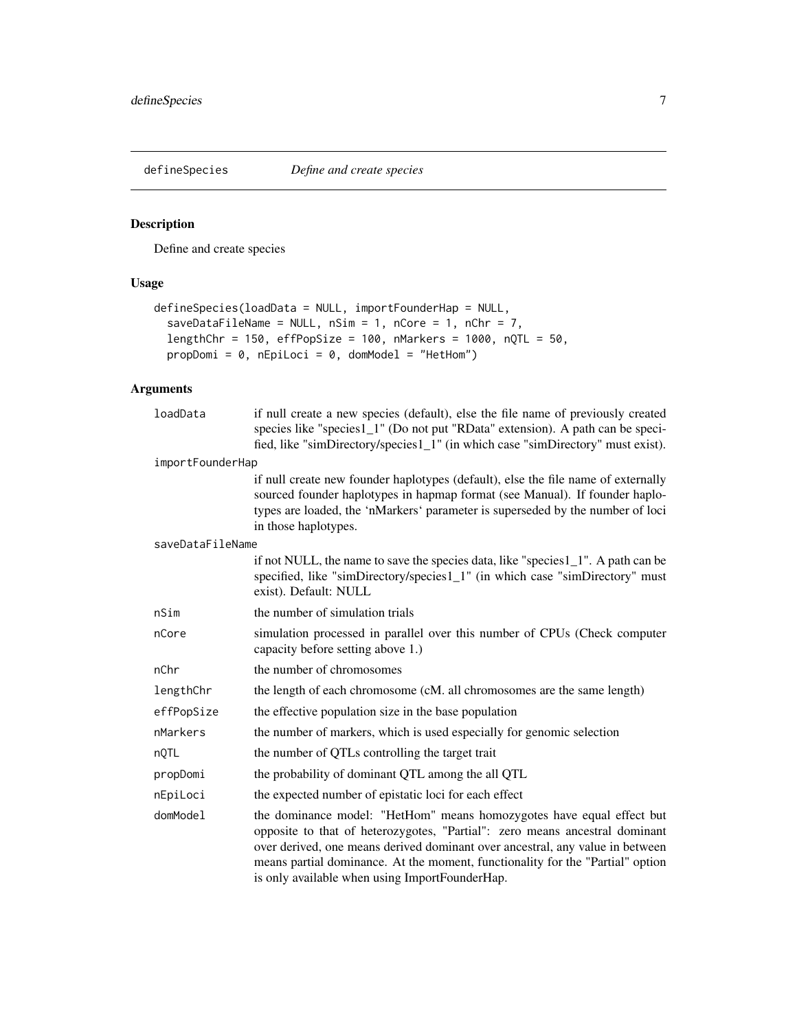## defineSpecies — *Define and create species*

### Description

Define and create species

### Usage

```
defineSpecies(loadData = NULL, importFounderHap = NULL,
  saveDataFileName = NULL, nSim = 1, nCore = 1, nChr = 7,
  lengthChr = 150, effPopSize = 100, nMarkers = 1000, nQTL = 50,
  propDomi = 0, nEpiLoci = 0, domModel = "HetHom")
```

### Arguments

| Argument | Description |
| --- | --- |
| loadData | if null create a new species (default), else the file name of previously created species like "species1_1" (Do not put "RData" extension). A path can be specified, like "simDirectory/species1_1" (in which case "simDirectory" must exist). |
| importFounderHap | if null create new founder haplotypes (default), else the file name of externally sourced founder haplotypes in hapmap format (see Manual). If founder haplotypes are loaded, the 'nMarkers' parameter is superseded by the number of loci in those haplotypes. |
| saveDataFileName | if not NULL, the name to save the species data, like "species1_1". A path can be specified, like "simDirectory/species1_1" (in which case "simDirectory" must exist). Default: NULL |
| nSim | the number of simulation trials |
| nCore | simulation processed in parallel over this number of CPUs (Check computer capacity before setting above 1.) |
| nChr | the number of chromosomes |
| lengthChr | the length of each chromosome (cM. all chromosomes are the same length) |
| effPopSize | the effective population size in the base population |
| nMarkers | the number of markers, which is used especially for genomic selection |
| nQTL | the number of QTLs controlling the target trait |
| propDomi | the probability of dominant QTL among the all QTL |
| nEpiLoci | the expected number of epistatic loci for each effect |
| domModel | the dominance model: "HetHom" means homozygotes have equal effect but opposite to that of heterozygotes, "Partial": zero means ancestral dominant over derived, one means derived dominant over ancestral, any value in between means partial dominance. At the moment, functionality for the "Partial" option is only available when using ImportFounderHap. |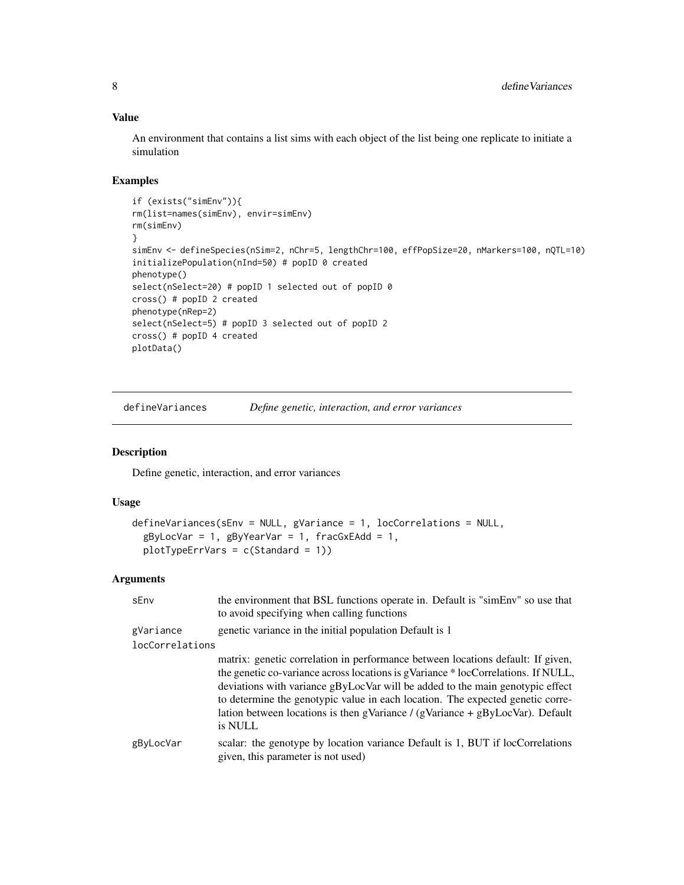### Value

An environment that contains a list sims with each object of the list being one replicate to initiate a simulation

### Examples

```
if (exists("simEnv")){
rm(list=names(simEnv), envir=simEnv)
rm(simEnv)
}
simEnv <- defineSpecies(nSim=2, nChr=5, lengthChr=100, effPopSize=20, nMarkers=100, nQTL=10)
initializePopulation(nInd=50) # popID 0 created
phenotype()
select(nSelect=20) # popID 1 selected out of popID 0
cross() # popID 2 created
phenotype(nRep=2)
select(nSelect=5) # popID 3 selected out of popID 2
cross() # popID 4 created
plotData()
```

---

## defineVariances — *Define genetic, interaction, and error variances*

---

### Description

Define genetic, interaction, and error variances

### Usage

```
defineVariances(sEnv = NULL, gVariance = 1, locCorrelations = NULL,
  gByLocVar = 1, gByYearVar = 1, fracGxEAdd = 1,
  plotTypeErrVars = c(Standard = 1))
```

### Arguments

| | |
|---|---|
| sEnv | the environment that BSL functions operate in. Default is "simEnv" so use that to avoid specifying when calling functions |
| gVariance | genetic variance in the initial population Default is 1 |
| locCorrelations | matrix: genetic correlation in performance between locations default: If given, the genetic co-variance across locations is gVariance * locCorrelations. If NULL, deviations with variance gByLocVar will be added to the main genotypic effect to determine the genotypic value in each location. The expected genetic correlation between locations is then gVariance / (gVariance + gByLocVar). Default is NULL |
| gByLocVar | scalar: the genotype by location variance Default is 1, BUT if locCorrelations given, this parameter is not used) |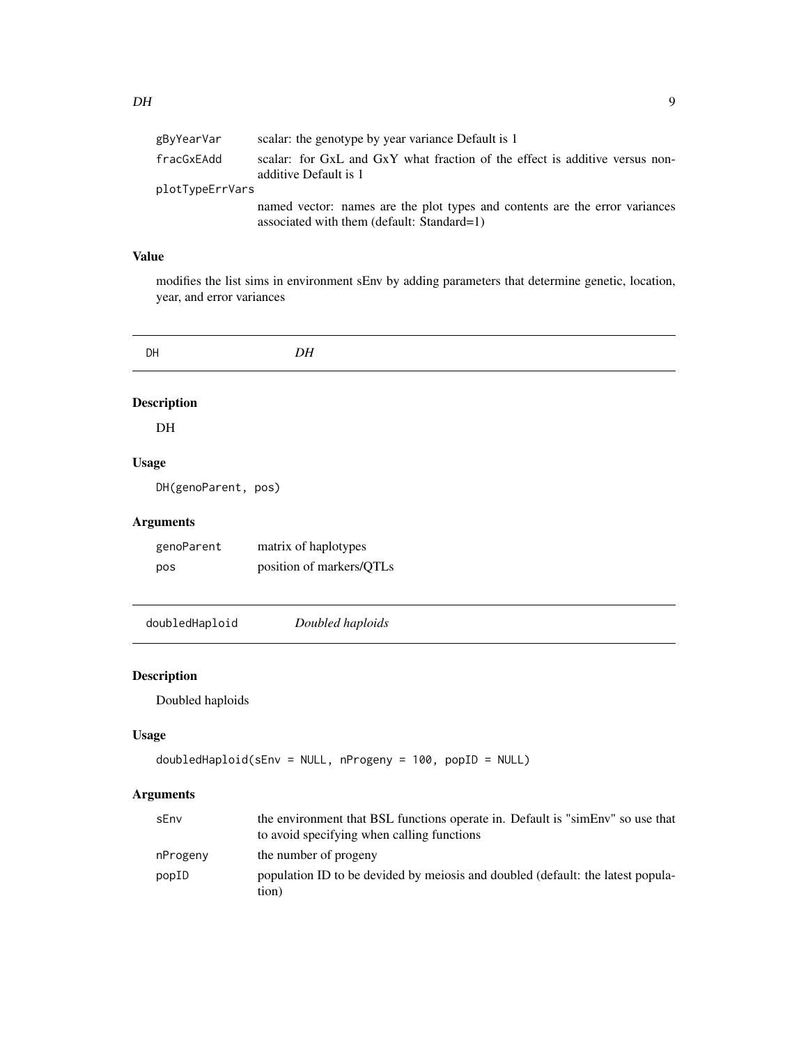| | |
|---|---|
| gByYearVar | scalar: the genotype by year variance Default is 1 |
| fracGxEAdd | scalar: for GxL and GxY what fraction of the effect is additive versus non-additive Default is 1 |
| plotTypeErrVars | named vector: names are the plot types and contents are the error variances associated with them (default: Standard=1) |

### Value

modifies the list sims in environment sEnv by adding parameters that determine genetic, location, year, and error variances

## DH *DH*

### Description

DH

### Usage

```
DH(genoParent, pos)
```

### Arguments

| | |
|---|---|
| genoParent | matrix of haplotypes |
| pos | position of markers/QTLs |

## doubledHaploid *Doubled haploids*

### Description

Doubled haploids

### Usage

```
doubledHaploid(sEnv = NULL, nProgeny = 100, popID = NULL)
```

### Arguments

| | |
|---|---|
| sEnv | the environment that BSL functions operate in. Default is "simEnv" so use that to avoid specifying when calling functions |
| nProgeny | the number of progeny |
| popID | population ID to be devided by meiosis and doubled (default: the latest population) |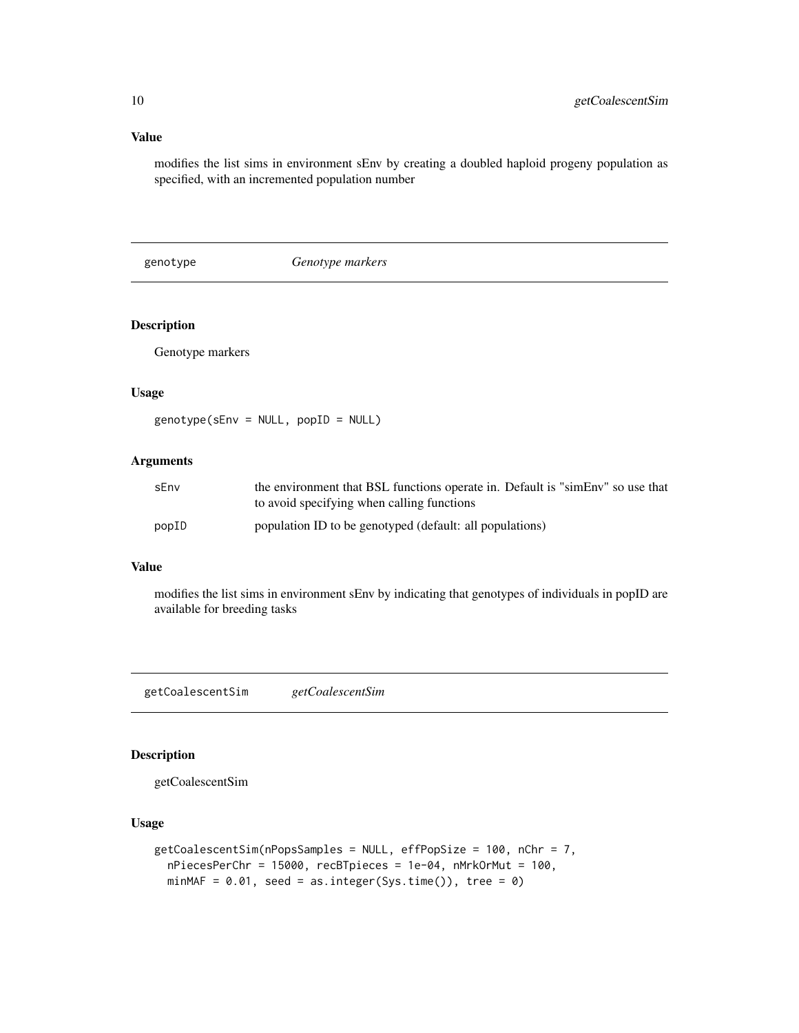### Value

modifies the list sims in environment sEnv by creating a doubled haploid progeny population as specified, with an incremented population number

---

## genotype *Genotype markers*

---

### Description

Genotype markers

### Usage

```
genotype(sEnv = NULL, popID = NULL)
```

### Arguments

| | |
|---|---|
| sEnv | the environment that BSL functions operate in. Default is "simEnv" so use that to avoid specifying when calling functions |
| popID | population ID to be genotyped (default: all populations) |

### Value

modifies the list sims in environment sEnv by indicating that genotypes of individuals in popID are available for breeding tasks

---

## getCoalescentSim *getCoalescentSim*

---

### Description

getCoalescentSim

### Usage

```
getCoalescentSim(nPopsSamples = NULL, effPopSize = 100, nChr = 7,
  nPiecesPerChr = 15000, recBTpieces = 1e-04, nMrkOrMut = 100,
  minMAF = 0.01, seed = as.integer(Sys.time()), tree = 0)
```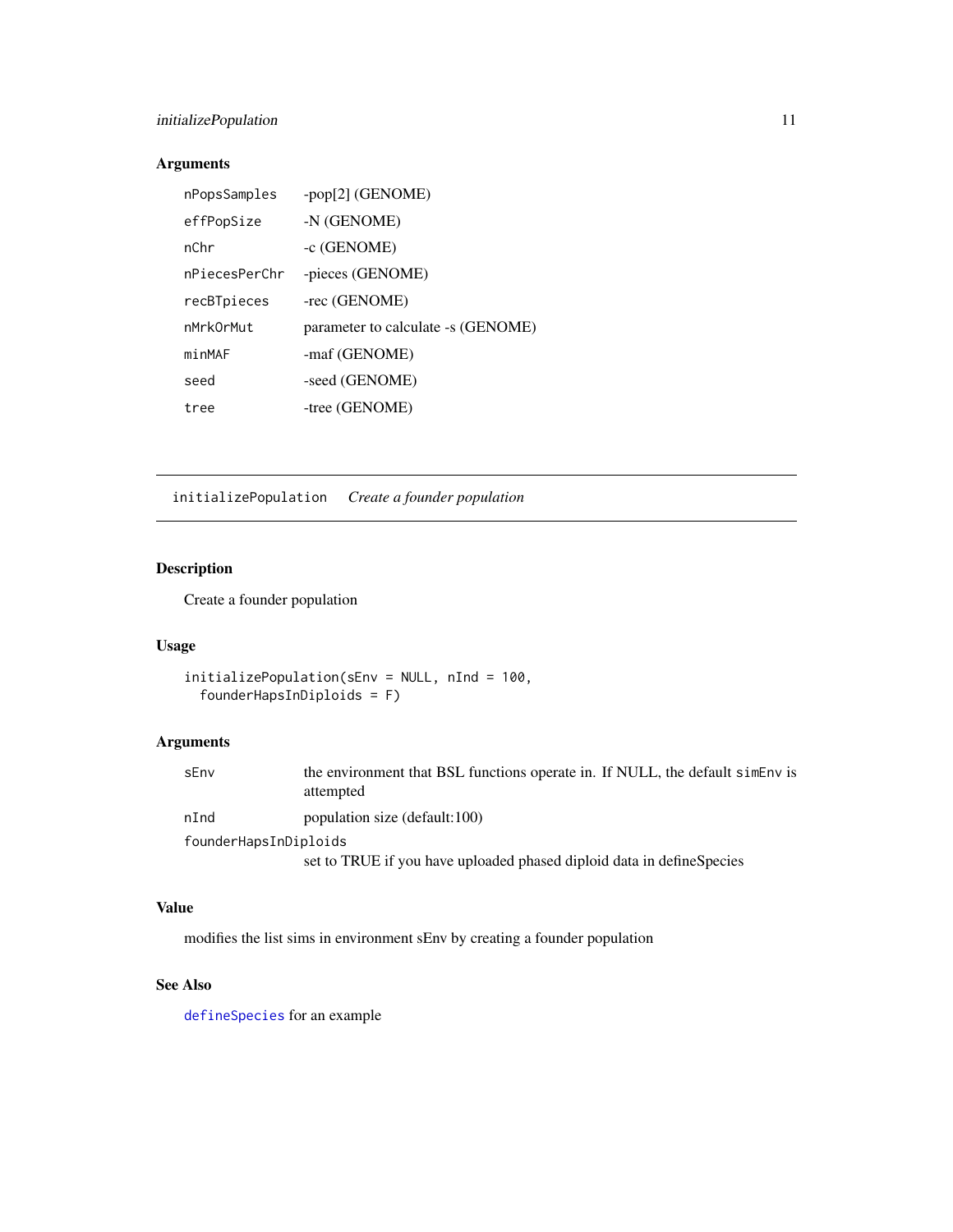### Arguments

| | |
|---|---|
| `nPopsSamples` | -pop[2] (GENOME) |
| `effPopSize` | -N (GENOME) |
| `nChr` | -c (GENOME) |
| `nPiecesPerChr` | -pieces (GENOME) |
| `recBTpieces` | -rec (GENOME) |
| `nMrkOrMut` | parameter to calculate -s (GENOME) |
| `minMAF` | -maf (GENOME) |
| `seed` | -seed (GENOME) |
| `tree` | -tree (GENOME) |

---

## `initializePopulation` *Create a founder population*

---

### Description

Create a founder population

### Usage

```
initializePopulation(sEnv = NULL, nInd = 100,
  founderHapsInDiploids = F)
```

### Arguments

| | |
|---|---|
| `sEnv` | the environment that BSL functions operate in. If NULL, the default `simEnv` is attempted |
| `nInd` | population size (default:100) |
| `founderHapsInDiploids` | set to TRUE if you have uploaded phased diploid data in defineSpecies |

### Value

modifies the list sims in environment sEnv by creating a founder population

### See Also

`defineSpecies` for an example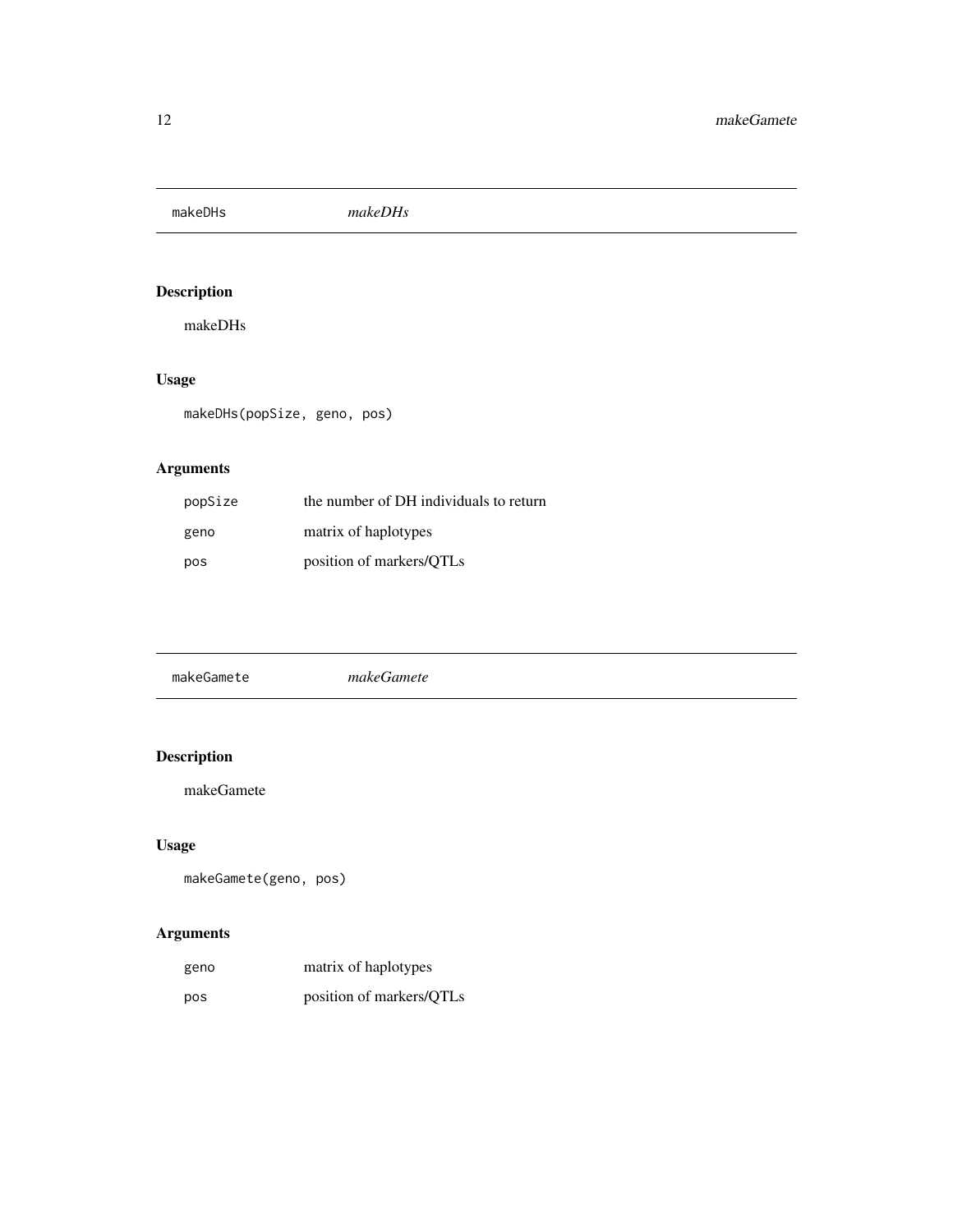## makeDHs *makeDHs*

### Description

makeDHs

### Usage

```
makeDHs(popSize, geno, pos)
```

### Arguments

| | |
|---|---|
| popSize | the number of DH individuals to return |
| geno | matrix of haplotypes |
| pos | position of markers/QTLs |

## makeGamete *makeGamete*

### Description

makeGamete

### Usage

```
makeGamete(geno, pos)
```

### Arguments

| | |
|---|---|
| geno | matrix of haplotypes |
| pos | position of markers/QTLs |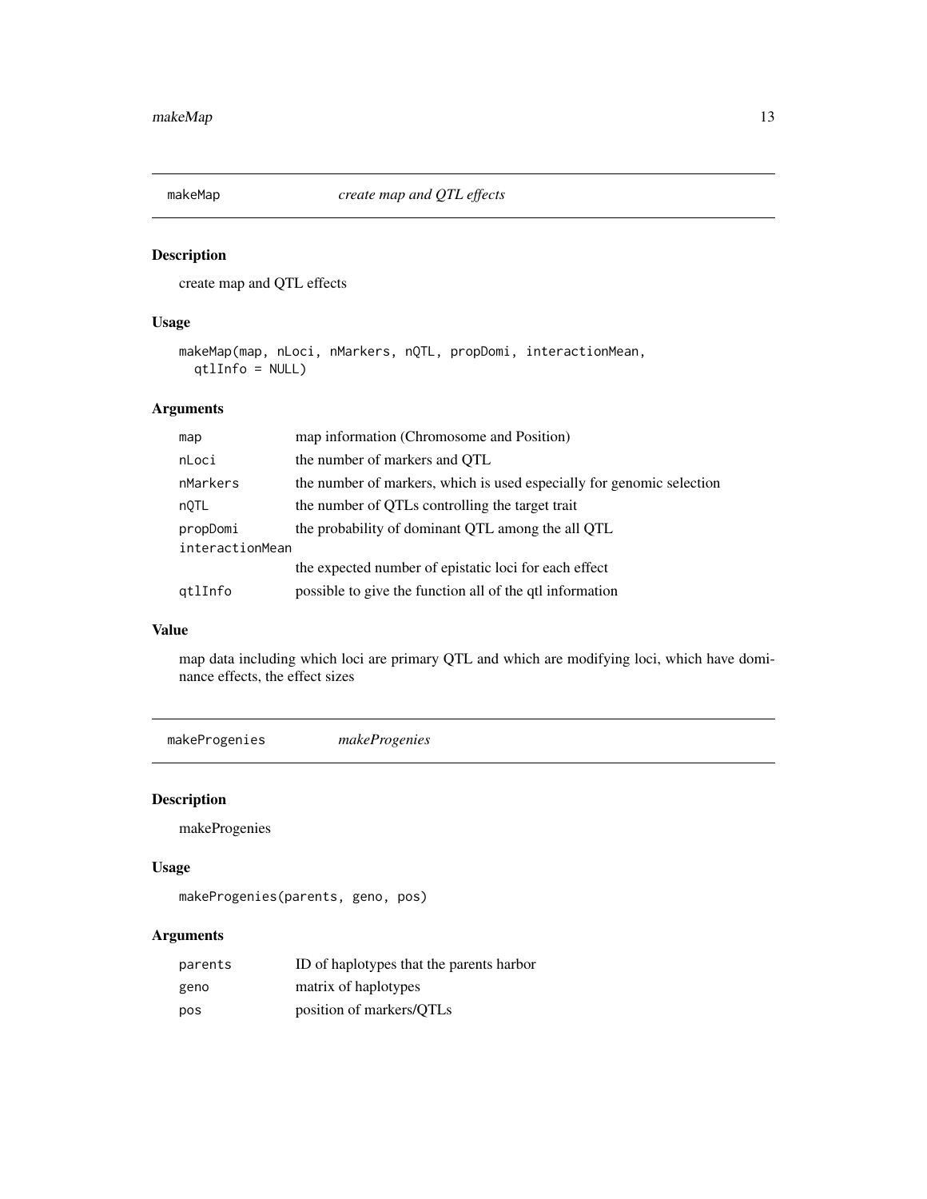## makeMap *create map and QTL effects*

### Description

create map and QTL effects

### Usage

```
makeMap(map, nLoci, nMarkers, nQTL, propDomi, interactionMean,
  qtlInfo = NULL)
```

### Arguments

| | |
|---|---|
| map | map information (Chromosome and Position) |
| nLoci | the number of markers and QTL |
| nMarkers | the number of markers, which is used especially for genomic selection |
| nQTL | the number of QTLs controlling the target trait |
| propDomi | the probability of dominant QTL among the all QTL |
| interactionMean | the expected number of epistatic loci for each effect |
| qtlInfo | possible to give the function all of the qtl information |

### Value

map data including which loci are primary QTL and which are modifying loci, which have dominance effects, the effect sizes

## makeProgenies *makeProgenies*

### Description

makeProgenies

### Usage

```
makeProgenies(parents, geno, pos)
```

### Arguments

| | |
|---|---|
| parents | ID of haplotypes that the parents harbor |
| geno | matrix of haplotypes |
| pos | position of markers/QTLs |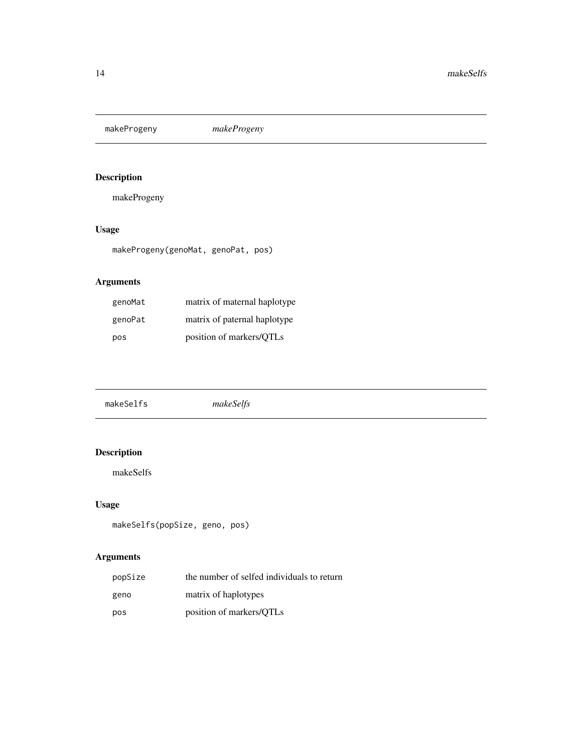## makeProgeny *makeProgeny*

### Description

makeProgeny

### Usage

```
makeProgeny(genoMat, genoPat, pos)
```

### Arguments

| | |
|---|---|
| genoMat | matrix of maternal haplotype |
| genoPat | matrix of paternal haplotype |
| pos | position of markers/QTLs |

## makeSelfs *makeSelfs*

### Description

makeSelfs

### Usage

```
makeSelfs(popSize, geno, pos)
```

### Arguments

| | |
|---|---|
| popSize | the number of selfed individuals to return |
| geno | matrix of haplotypes |
| pos | position of markers/QTLs |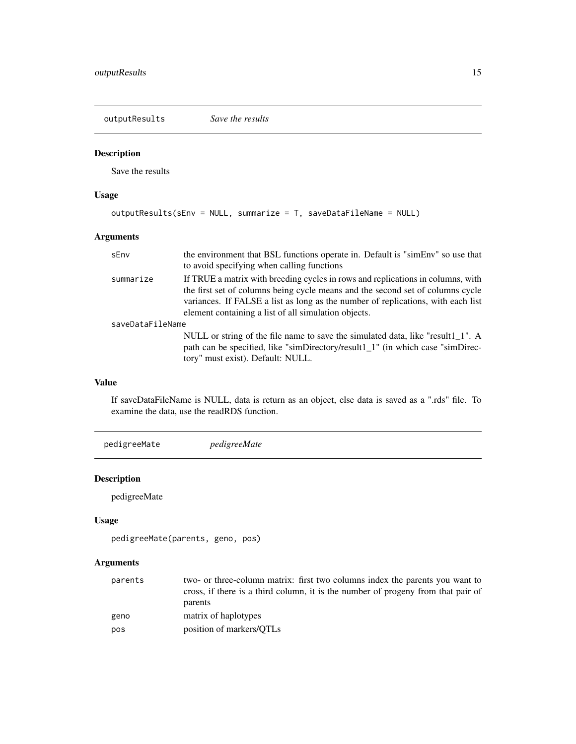## outputResults — *Save the results*

### Description

Save the results

### Usage

```
outputResults(sEnv = NULL, summarize = T, saveDataFileName = NULL)
```

### Arguments

| Argument | Description |
|---|---|
| sEnv | the environment that BSL functions operate in. Default is "simEnv" so use that to avoid specifying when calling functions |
| summarize | If TRUE a matrix with breeding cycles in rows and replications in columns, with the first set of columns being cycle means and the second set of columns cycle variances. If FALSE a list as long as the number of replications, with each list element containing a list of all simulation objects. |
| saveDataFileName | NULL or string of the file name to save the simulated data, like "result1_1". A path can be specified, like "simDirectory/result1_1" (in which case "simDirectory" must exist). Default: NULL. |

### Value

If saveDataFileName is NULL, data is return as an object, else data is saved as a ".rds" file. To examine the data, use the readRDS function.

## pedigreeMate — *pedigreeMate*

### Description

pedigreeMate

### Usage

```
pedigreeMate(parents, geno, pos)
```

### Arguments

| Argument | Description |
|---|---|
| parents | two- or three-column matrix: first two columns index the parents you want to cross, if there is a third column, it is the number of progeny from that pair of parents |
| geno | matrix of haplotypes |
| pos | position of markers/QTLs |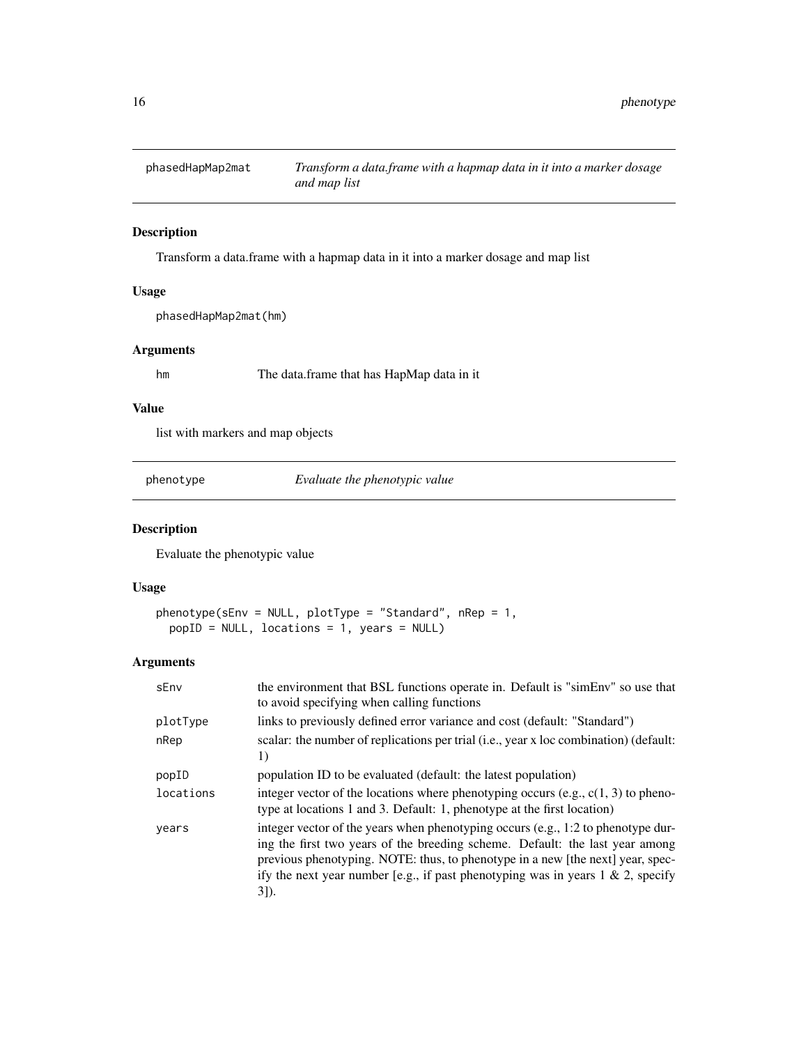## phasedHapMap2mat — *Transform a data.frame with a hapmap data in it into a marker dosage and map list*

### Description

Transform a data.frame with a hapmap data in it into a marker dosage and map list

### Usage

```
phasedHapMap2mat(hm)
```

### Arguments

| | |
|---|---|
| hm | The data.frame that has HapMap data in it |

### Value

list with markers and map objects

## phenotype — *Evaluate the phenotypic value*

### Description

Evaluate the phenotypic value

### Usage

```
phenotype(sEnv = NULL, plotType = "Standard", nRep = 1,
  popID = NULL, locations = 1, years = NULL)
```

### Arguments

| | |
|---|---|
| sEnv | the environment that BSL functions operate in. Default is "simEnv" so use that to avoid specifying when calling functions |
| plotType | links to previously defined error variance and cost (default: "Standard") |
| nRep | scalar: the number of replications per trial (i.e., year x loc combination) (default: 1) |
| popID | population ID to be evaluated (default: the latest population) |
| locations | integer vector of the locations where phenotyping occurs (e.g., c(1, 3) to phenotype at locations 1 and 3. Default: 1, phenotype at the first location) |
| years | integer vector of the years when phenotyping occurs (e.g., 1:2 to phenotype during the first two years of the breeding scheme. Default: the last year among previous phenotyping. NOTE: thus, to phenotype in a new [the next] year, specify the next year number [e.g., if past phenotyping was in years 1 & 2, specify 3]). |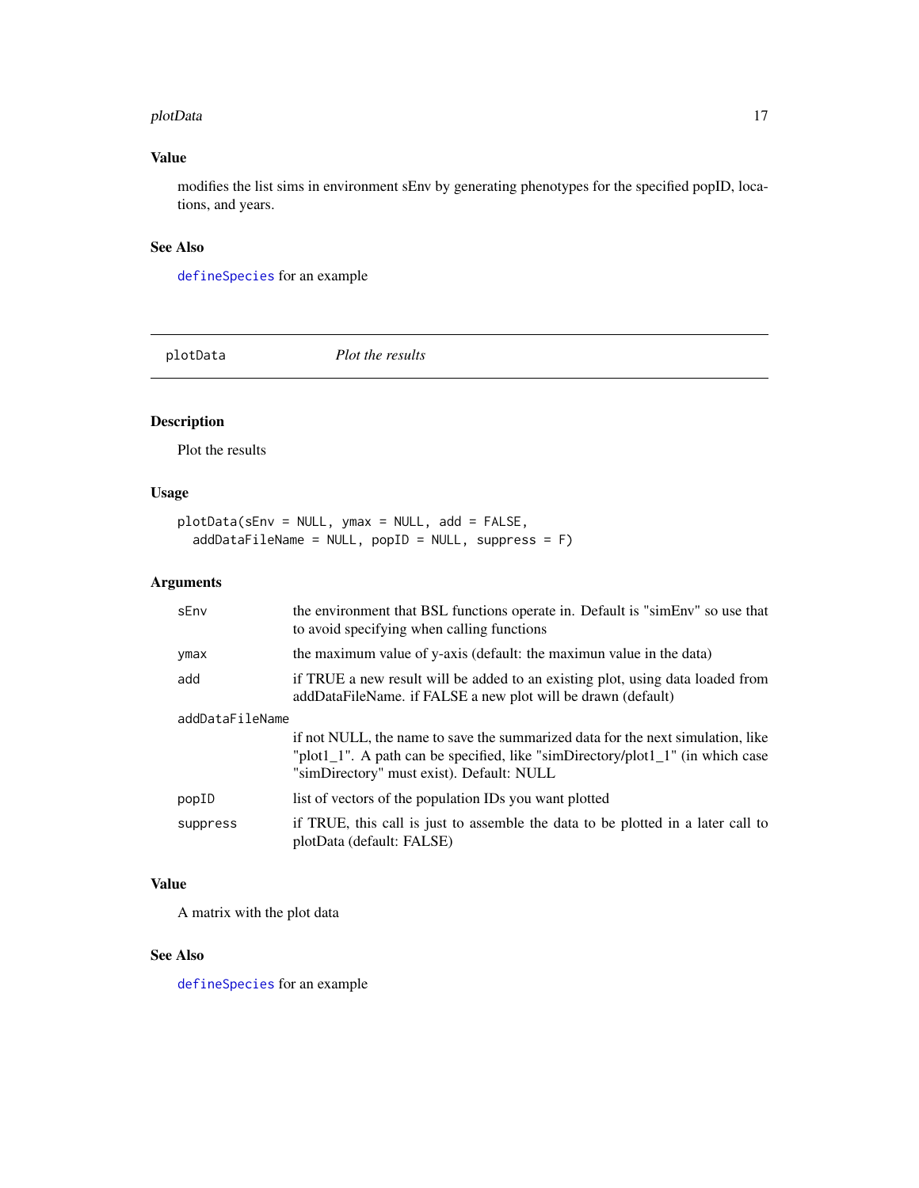## Value

modifies the list sims in environment sEnv by generating phenotypes for the specified popID, locations, and years.

## See Also

`defineSpecies` for an example

---

plotData *Plot the results*

---

## Description

Plot the results

## Usage

```
plotData(sEnv = NULL, ymax = NULL, add = FALSE,
  addDataFileName = NULL, popID = NULL, suppress = F)
```

## Arguments

| | |
|---|---|
| sEnv | the environment that BSL functions operate in. Default is "simEnv" so use that to avoid specifying when calling functions |
| ymax | the maximum value of y-axis (default: the maximun value in the data) |
| add | if TRUE a new result will be added to an existing plot, using data loaded from addDataFileName. if FALSE a new plot will be drawn (default) |
| addDataFileName | if not NULL, the name to save the summarized data for the next simulation, like "plot1_1". A path can be specified, like "simDirectory/plot1_1" (in which case "simDirectory" must exist). Default: NULL |
| popID | list of vectors of the population IDs you want plotted |
| suppress | if TRUE, this call is just to assemble the data to be plotted in a later call to plotData (default: FALSE) |

## Value

A matrix with the plot data

## See Also

`defineSpecies` for an example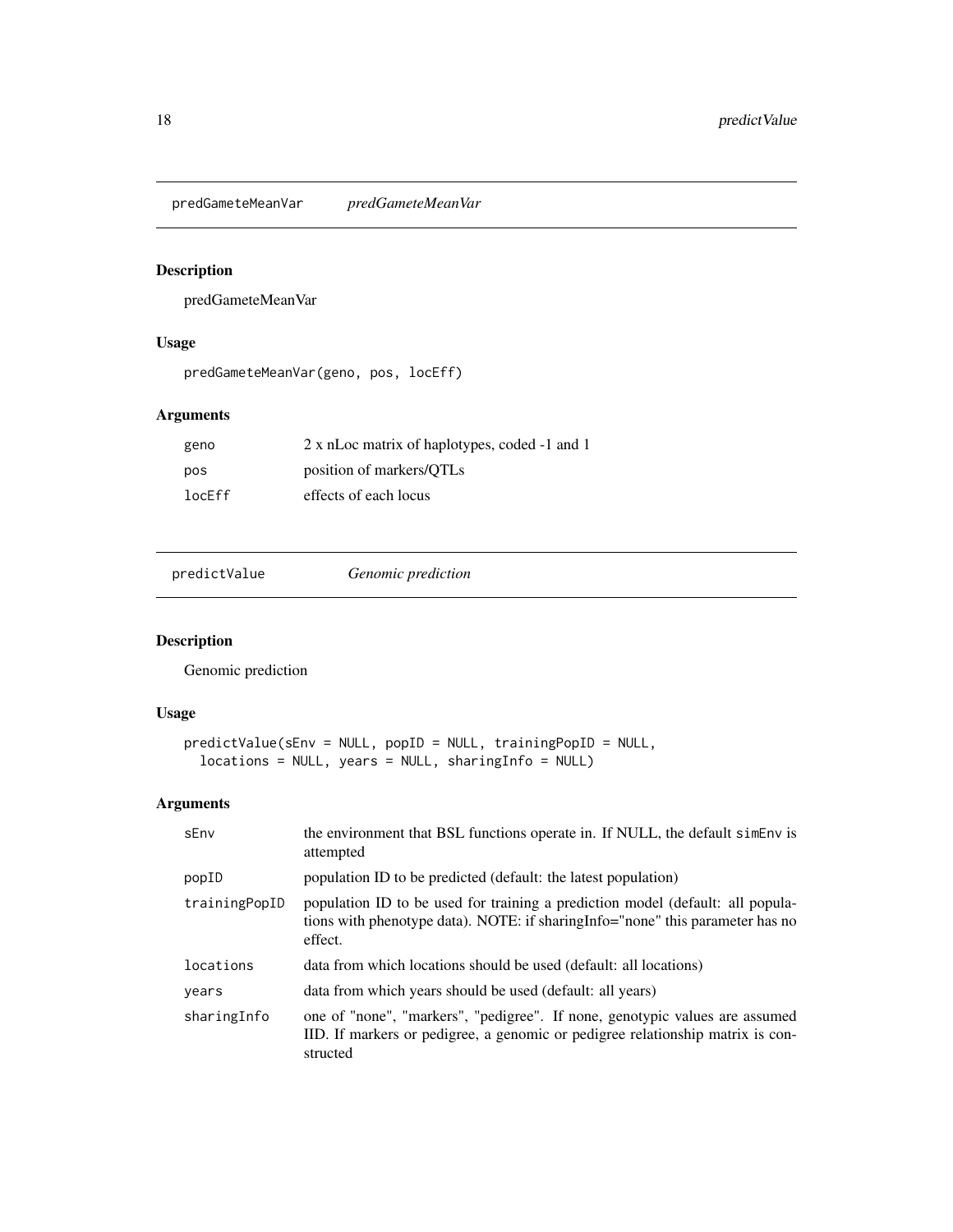## predGameteMeanVar *predGameteMeanVar*

### Description

predGameteMeanVar

### Usage

```
predGameteMeanVar(geno, pos, locEff)
```

### Arguments

| | |
|---|---|
| geno | 2 x nLoc matrix of haplotypes, coded -1 and 1 |
| pos | position of markers/QTLs |
| locEff | effects of each locus |

## predictValue *Genomic prediction*

### Description

Genomic prediction

### Usage

```
predictValue(sEnv = NULL, popID = NULL, trainingPopID = NULL,
  locations = NULL, years = NULL, sharingInfo = NULL)
```

### Arguments

| | |
|---|---|
| sEnv | the environment that BSL functions operate in. If NULL, the default simEnv is attempted |
| popID | population ID to be predicted (default: the latest population) |
| trainingPopID | population ID to be used for training a prediction model (default: all populations with phenotype data). NOTE: if sharingInfo="none" this parameter has no effect. |
| locations | data from which locations should be used (default: all locations) |
| years | data from which years should be used (default: all years) |
| sharingInfo | one of "none", "markers", "pedigree". If none, genotypic values are assumed IID. If markers or pedigree, a genomic or pedigree relationship matrix is constructed |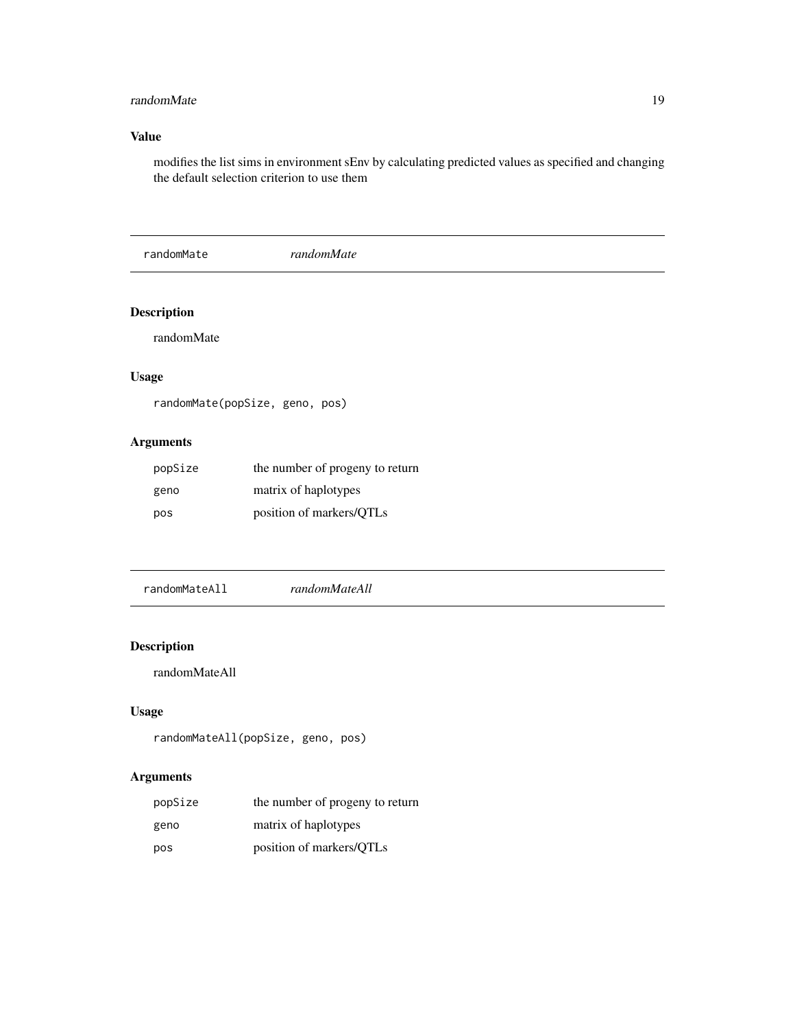## Value

modifies the list sims in environment sEnv by calculating predicted values as specified and changing the default selection criterion to use them

---

# randomMate *randomMate*

---

## Description

randomMate

## Usage

```
randomMate(popSize, geno, pos)
```

## Arguments

| | |
|---|---|
| popSize | the number of progeny to return |
| geno | matrix of haplotypes |
| pos | position of markers/QTLs |

---

# randomMateAll *randomMateAll*

---

## Description

randomMateAll

## Usage

```
randomMateAll(popSize, geno, pos)
```

## Arguments

| | |
|---|---|
| popSize | the number of progeny to return |
| geno | matrix of haplotypes |
| pos | position of markers/QTLs |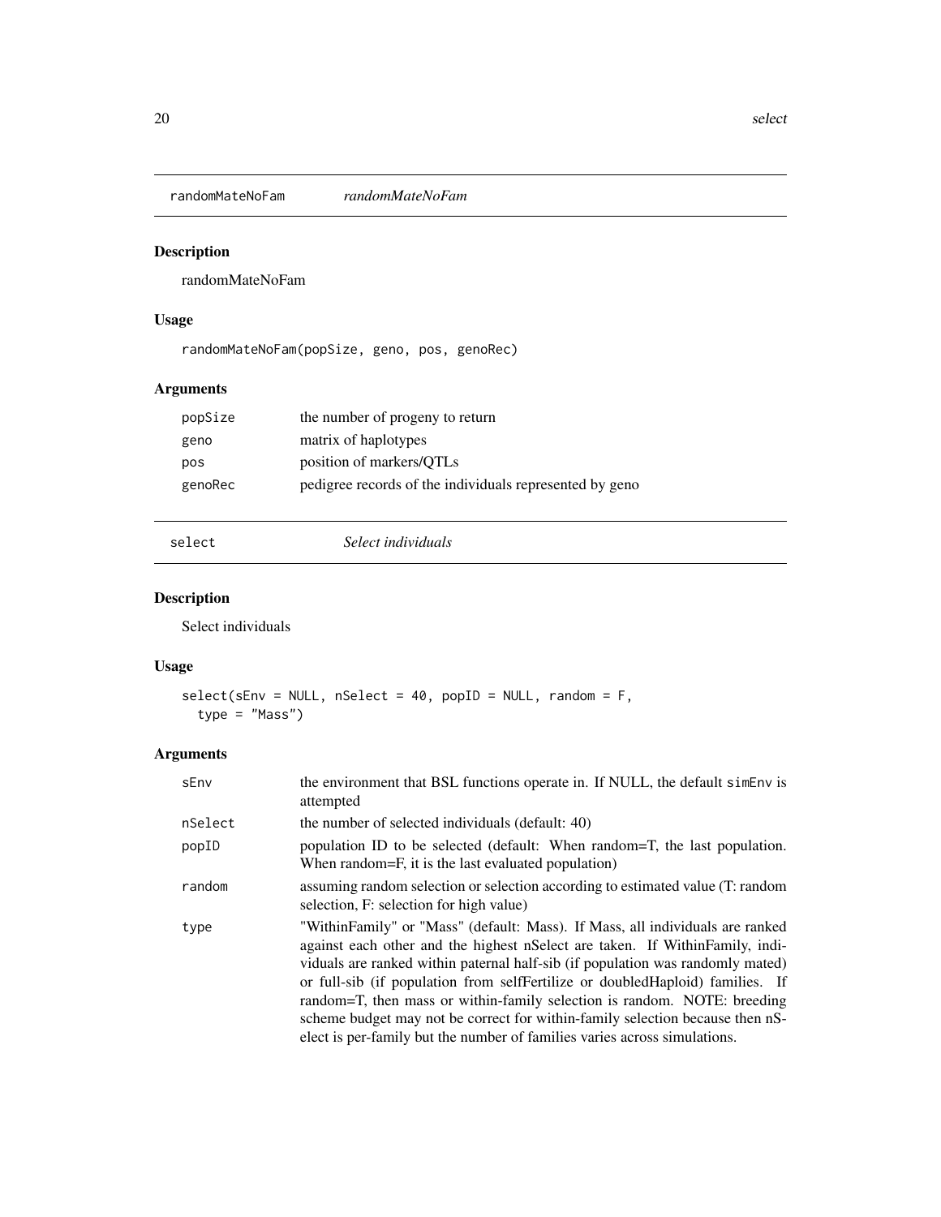## randomMateNoFam *randomMateNoFam*

### Description

randomMateNoFam

### Usage

```
randomMateNoFam(popSize, geno, pos, genoRec)
```

### Arguments

| | |
|---|---|
| popSize | the number of progeny to return |
| geno | matrix of haplotypes |
| pos | position of markers/QTLs |
| genoRec | pedigree records of the individuals represented by geno |

## select *Select individuals*

### Description

Select individuals

### Usage

```
select(sEnv = NULL, nSelect = 40, popID = NULL, random = F,
  type = "Mass")
```

### Arguments

| | |
|---|---|
| sEnv | the environment that BSL functions operate in. If NULL, the default simEnv is attempted |
| nSelect | the number of selected individuals (default: 40) |
| popID | population ID to be selected (default: When random=T, the last population. When random=F, it is the last evaluated population) |
| random | assuming random selection or selection according to estimated value (T: random selection, F: selection for high value) |
| type | "WithinFamily" or "Mass" (default: Mass). If Mass, all individuals are ranked against each other and the highest nSelect are taken. If WithinFamily, individuals are ranked within paternal half-sib (if population was randomly mated) or full-sib (if population from selfFertilize or doubledHaploid) families. If random=T, then mass or within-family selection is random. NOTE: breeding scheme budget may not be correct for within-family selection because then nSelect is per-family but the number of families varies across simulations. |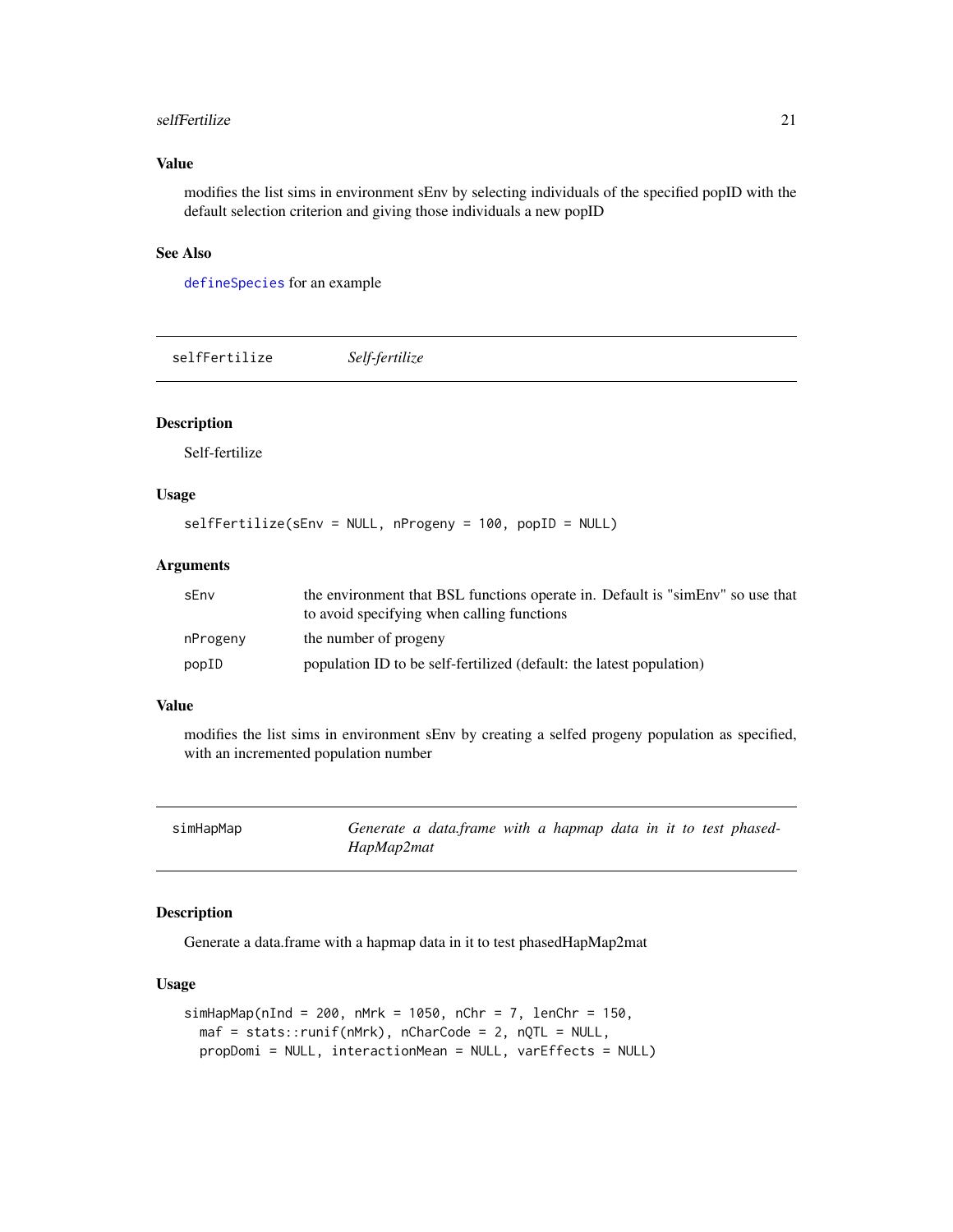## Value

modifies the list sims in environment sEnv by selecting individuals of the specified popID with the default selection criterion and giving those individuals a new popID

## See Also

`defineSpecies` for an example

---

# selfFertilize — *Self-fertilize*

## Description

Self-fertilize

## Usage

```
selfFertilize(sEnv = NULL, nProgeny = 100, popID = NULL)
```

## Arguments

| | |
|---|---|
| `sEnv` | the environment that BSL functions operate in. Default is "simEnv" so use that to avoid specifying when calling functions |
| `nProgeny` | the number of progeny |
| `popID` | population ID to be self-fertilized (default: the latest population) |

## Value

modifies the list sims in environment sEnv by creating a selfed progeny population as specified, with an incremented population number

---

# simHapMap — *Generate a data.frame with a hapmap data in it to test phasedHapMap2mat*

## Description

Generate a data.frame with a hapmap data in it to test phasedHapMap2mat

## Usage

```
simHapMap(nInd = 200, nMrk = 1050, nChr = 7, lenChr = 150,
  maf = stats::runif(nMrk), nCharCode = 2, nQTL = NULL,
  propDomi = NULL, interactionMean = NULL, varEffects = NULL)
```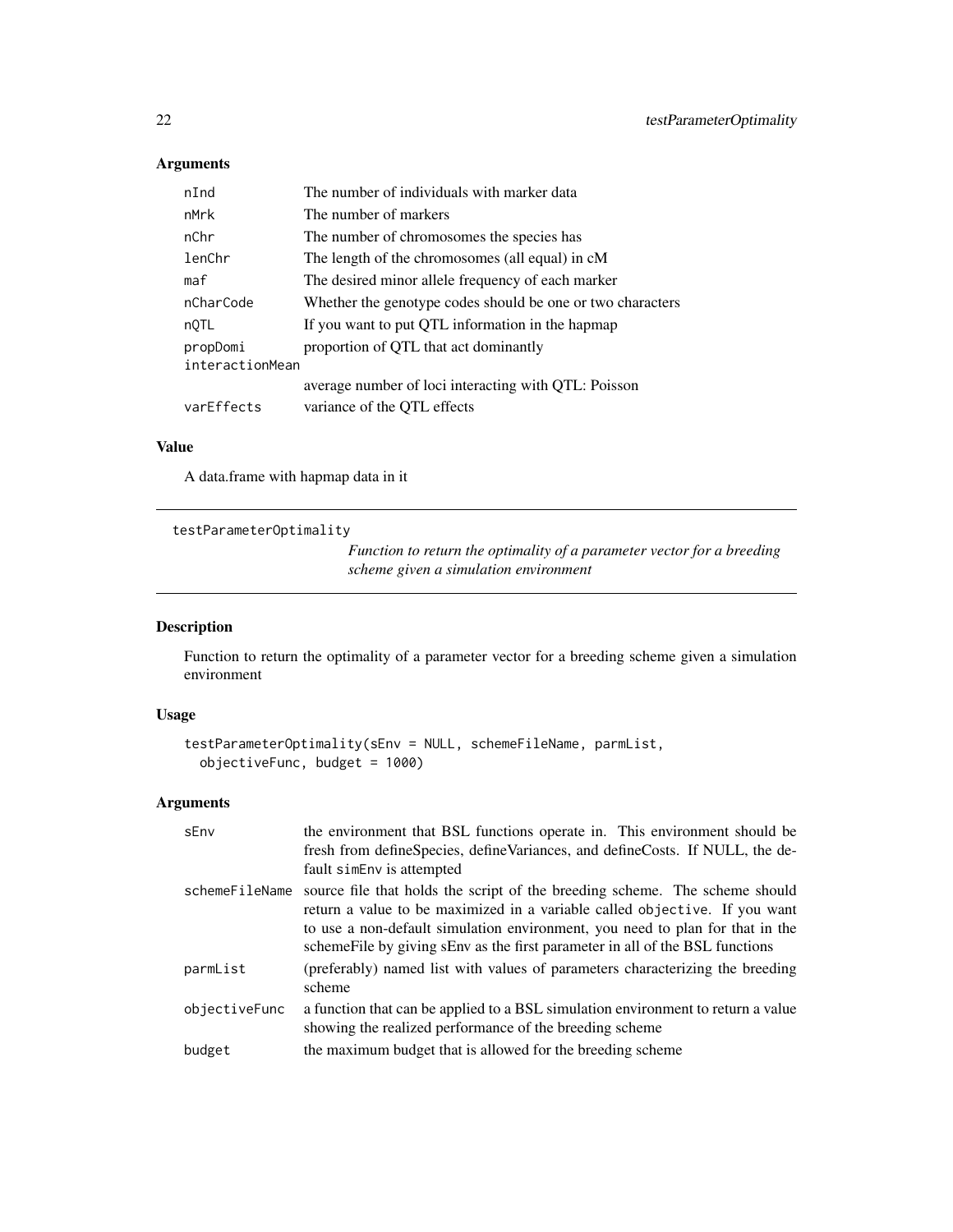## Arguments

| | |
|---|---|
| nInd | The number of individuals with marker data |
| nMrk | The number of markers |
| nChr | The number of chromosomes the species has |
| lenChr | The length of the chromosomes (all equal) in cM |
| maf | The desired minor allele frequency of each marker |
| nCharCode | Whether the genotype codes should be one or two characters |
| nQTL | If you want to put QTL information in the hapmap |
| propDomi | proportion of QTL that act dominantly |
| interactionMean | average number of loci interacting with QTL: Poisson |
| varEffects | variance of the QTL effects |

## Value

A data.frame with hapmap data in it

---

# testParameterOptimality

*Function to return the optimality of a parameter vector for a breeding scheme given a simulation environment*

---

## Description

Function to return the optimality of a parameter vector for a breeding scheme given a simulation environment

## Usage

```
testParameterOptimality(sEnv = NULL, schemeFileName, parmList,
  objectiveFunc, budget = 1000)
```

## Arguments

| | |
|---|---|
| sEnv | the environment that BSL functions operate in. This environment should be fresh from defineSpecies, defineVariances, and defineCosts. If NULL, the default simEnv is attempted |
| schemeFileName | source file that holds the script of the breeding scheme. The scheme should return a value to be maximized in a variable called objective. If you want to use a non-default simulation environment, you need to plan for that in the schemeFile by giving sEnv as the first parameter in all of the BSL functions |
| parmList | (preferably) named list with values of parameters characterizing the breeding scheme |
| objectiveFunc | a function that can be applied to a BSL simulation environment to return a value showing the realized performance of the breeding scheme |
| budget | the maximum budget that is allowed for the breeding scheme |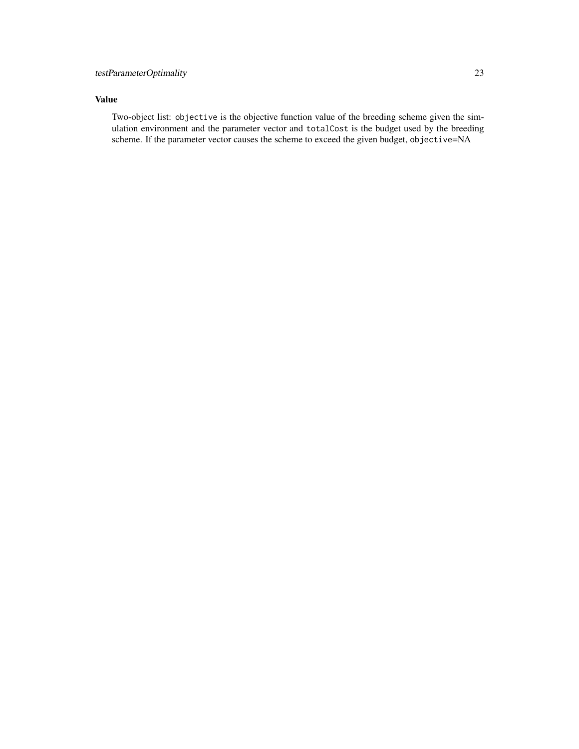## Value

Two-object list: `objective` is the objective function value of the breeding scheme given the simulation environment and the parameter vector and `totalCost` is the budget used by the breeding scheme. If the parameter vector causes the scheme to exceed the given budget, `objective`=NA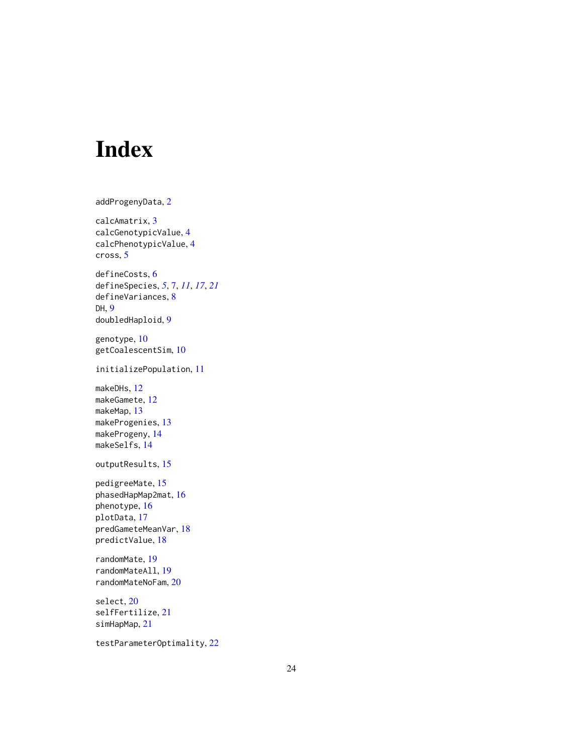# Index

addProgenyData, 2

calcAmatrix, 3
calcGenotypicValue, 4
calcPhenotypicValue, 4
cross, 5

defineCosts, 6
defineSpecies, *5*, 7, *11*, *17*, *21*
defineVariances, 8
DH, 9
doubledHaploid, 9

genotype, 10
getCoalescentSim, 10

initializePopulation, 11

makeDHs, 12
makeGamete, 12
makeMap, 13
makeProgenies, 13
makeProgeny, 14
makeSelfs, 14

outputResults, 15

pedigreeMate, 15
phasedHapMap2mat, 16
phenotype, 16
plotData, 17
predGameteMeanVar, 18
predictValue, 18

randomMate, 19
randomMateAll, 19
randomMateNoFam, 20

select, 20
selfFertilize, 21
simHapMap, 21

testParameterOptimality, 22